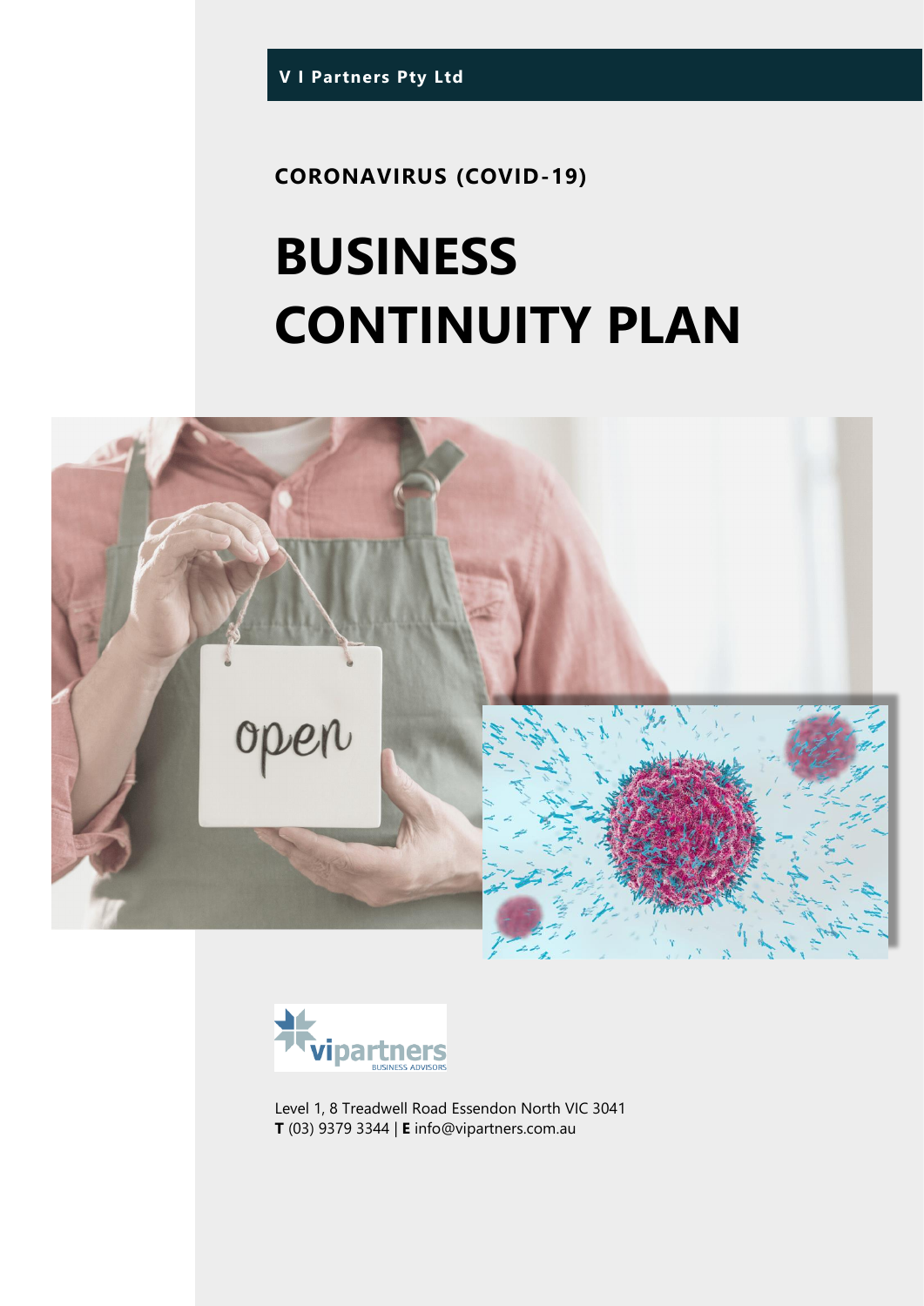V I Partners Pty Ltd

**CORONAVIRUS (COVID-19)**

# BUSINESS CONTINUITY PLAN

Level 1, 8 Treadwell Road Essendon North VIC 3041
**T** (03) 9379 3344 | **E** info@vipartners.com.au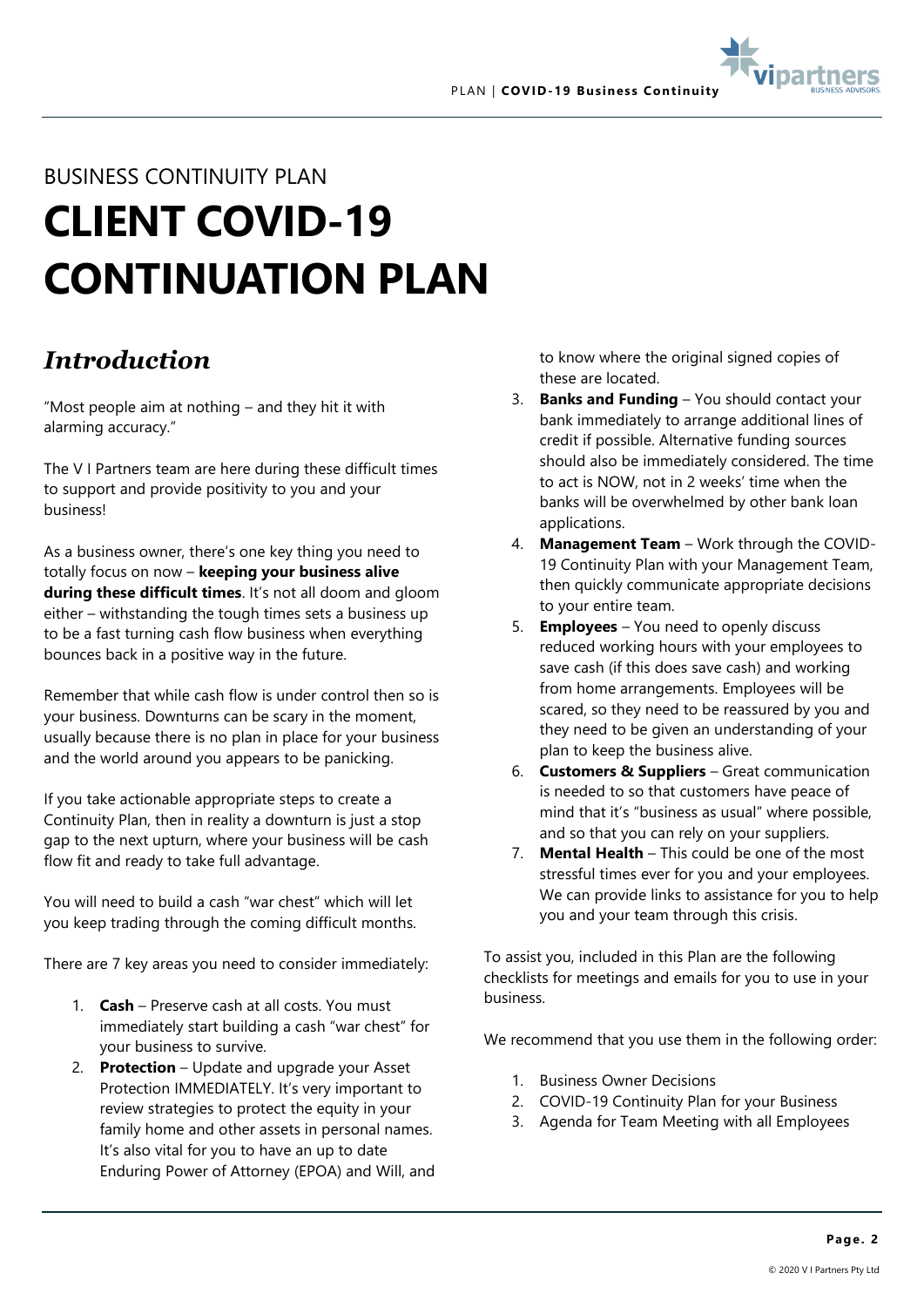BUSINESS CONTINUITY PLAN

# CLIENT COVID-19 CONTINUATION PLAN

## *Introduction*

"Most people aim at nothing – and they hit it with alarming accuracy."

The V I Partners team are here during these difficult times to support and provide positivity to you and your business!

As a business owner, there's one key thing you need to totally focus on now – **keeping your business alive during these difficult times**. It's not all doom and gloom either – withstanding the tough times sets a business up to be a fast turning cash flow business when everything bounces back in a positive way in the future.

Remember that while cash flow is under control then so is your business. Downturns can be scary in the moment, usually because there is no plan in place for your business and the world around you appears to be panicking.

If you take actionable appropriate steps to create a Continuity Plan, then in reality a downturn is just a stop gap to the next upturn, where your business will be cash flow fit and ready to take full advantage.

You will need to build a cash "war chest" which will let you keep trading through the coming difficult months.

There are 7 key areas you need to consider immediately:

1. **Cash** – Preserve cash at all costs. You must immediately start building a cash "war chest" for your business to survive.
2. **Protection** – Update and upgrade your Asset Protection IMMEDIATELY. It's very important to review strategies to protect the equity in your family home and other assets in personal names. It's also vital for you to have an up to date Enduring Power of Attorney (EPOA) and Will, and to know where the original signed copies of these are located.
3. **Banks and Funding** – You should contact your bank immediately to arrange additional lines of credit if possible. Alternative funding sources should also be immediately considered. The time to act is NOW, not in 2 weeks' time when the banks will be overwhelmed by other bank loan applications.
4. **Management Team** – Work through the COVID-19 Continuity Plan with your Management Team, then quickly communicate appropriate decisions to your entire team.
5. **Employees** – You need to openly discuss reduced working hours with your employees to save cash (if this does save cash) and working from home arrangements. Employees will be scared, so they need to be reassured by you and they need to be given an understanding of your plan to keep the business alive.
6. **Customers & Suppliers** – Great communication is needed to so that customers have peace of mind that it's "business as usual" where possible, and so that you can rely on your suppliers.
7. **Mental Health** – This could be one of the most stressful times ever for you and your employees. We can provide links to assistance for you to help you and your team through this crisis.

To assist you, included in this Plan are the following checklists for meetings and emails for you to use in your business.

We recommend that you use them in the following order:

1. Business Owner Decisions
2. COVID-19 Continuity Plan for your Business
3. Agenda for Team Meeting with all Employees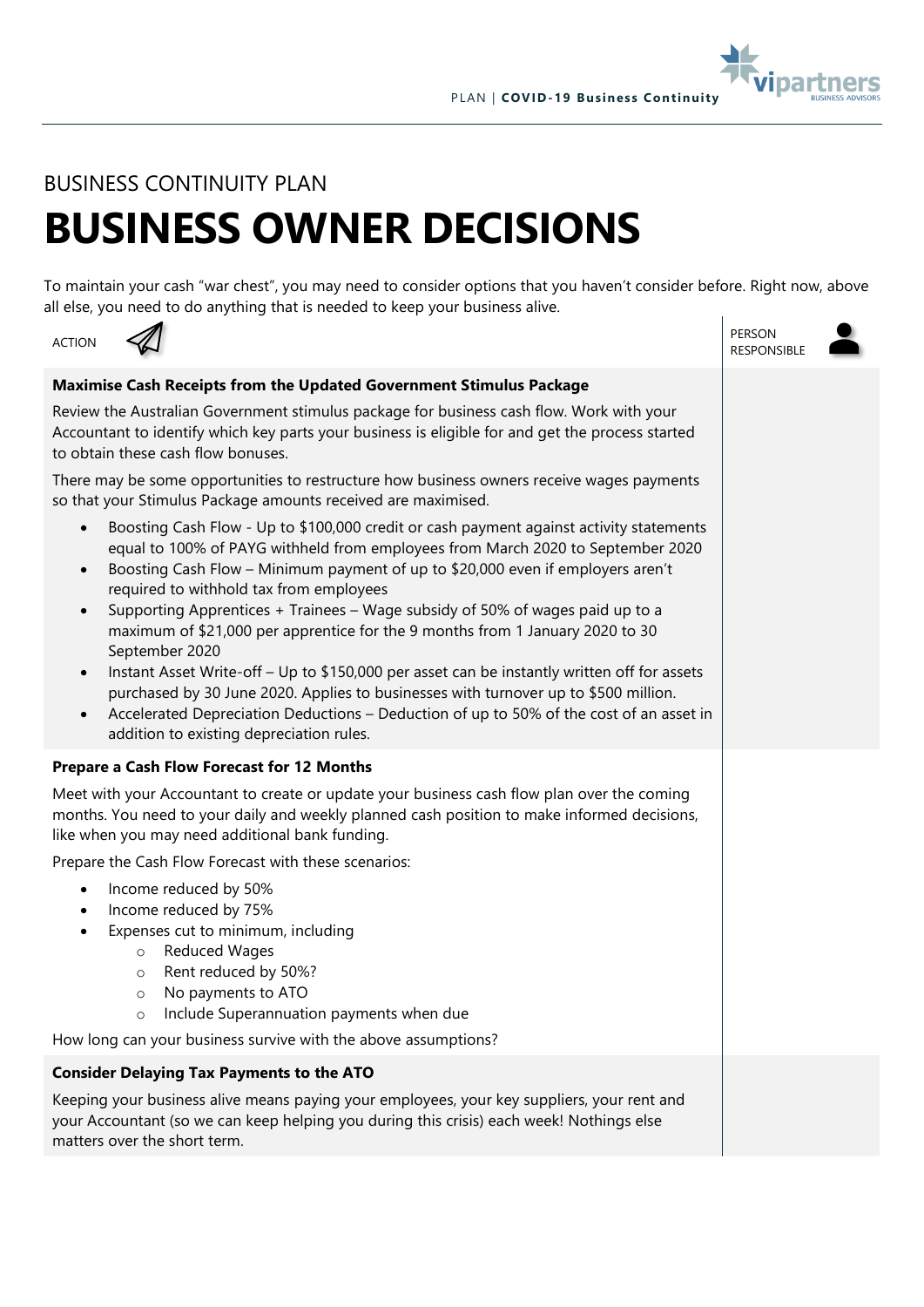BUSINESS CONTINUITY PLAN

# BUSINESS OWNER DECISIONS

To maintain your cash "war chest", you may need to consider options that you haven't consider before. Right now, above all else, you need to do anything that is needed to keep your business alive.

| ACTION | PERSON RESPONSIBLE |
|---|---|
| **Maximise Cash Receipts from the Updated Government Stimulus Package**<br><br>Review the Australian Government stimulus package for business cash flow. Work with your Accountant to identify which key parts your business is eligible for and get the process started to obtain these cash flow bonuses.<br><br>There may be some opportunities to restructure how business owners receive wages payments so that your Stimulus Package amounts received are maximised.<br><br>• Boosting Cash Flow - Up to $100,000 credit or cash payment against activity statements equal to 100% of PAYG withheld from employees from March 2020 to September 2020<br>• Boosting Cash Flow – Minimum payment of up to $20,000 even if employers aren't required to withhold tax from employees<br>• Supporting Apprentices + Trainees – Wage subsidy of 50% of wages paid up to a maximum of $21,000 per apprentice for the 9 months from 1 January 2020 to 30 September 2020<br>• Instant Asset Write-off – Up to $150,000 per asset can be instantly written off for assets purchased by 30 June 2020. Applies to businesses with turnover up to $500 million.<br>• Accelerated Depreciation Deductions – Deduction of up to 50% of the cost of an asset in addition to existing depreciation rules. | |
| **Prepare a Cash Flow Forecast for 12 Months**<br><br>Meet with your Accountant to create or update your business cash flow plan over the coming months. You need to your daily and weekly planned cash position to make informed decisions, like when you may need additional bank funding.<br><br>Prepare the Cash Flow Forecast with these scenarios:<br><br>• Income reduced by 50%<br>• Income reduced by 75%<br>• Expenses cut to minimum, including<br>&nbsp;&nbsp;&nbsp;&nbsp;○ Reduced Wages<br>&nbsp;&nbsp;&nbsp;&nbsp;○ Rent reduced by 50%?<br>&nbsp;&nbsp;&nbsp;&nbsp;○ No payments to ATO<br>&nbsp;&nbsp;&nbsp;&nbsp;○ Include Superannuation payments when due<br><br>How long can your business survive with the above assumptions? | |
| **Consider Delaying Tax Payments to the ATO**<br><br>Keeping your business alive means paying your employees, your key suppliers, your rent and your Accountant (so we can keep helping you during this crisis) each week! Nothings else matters over the short term. | |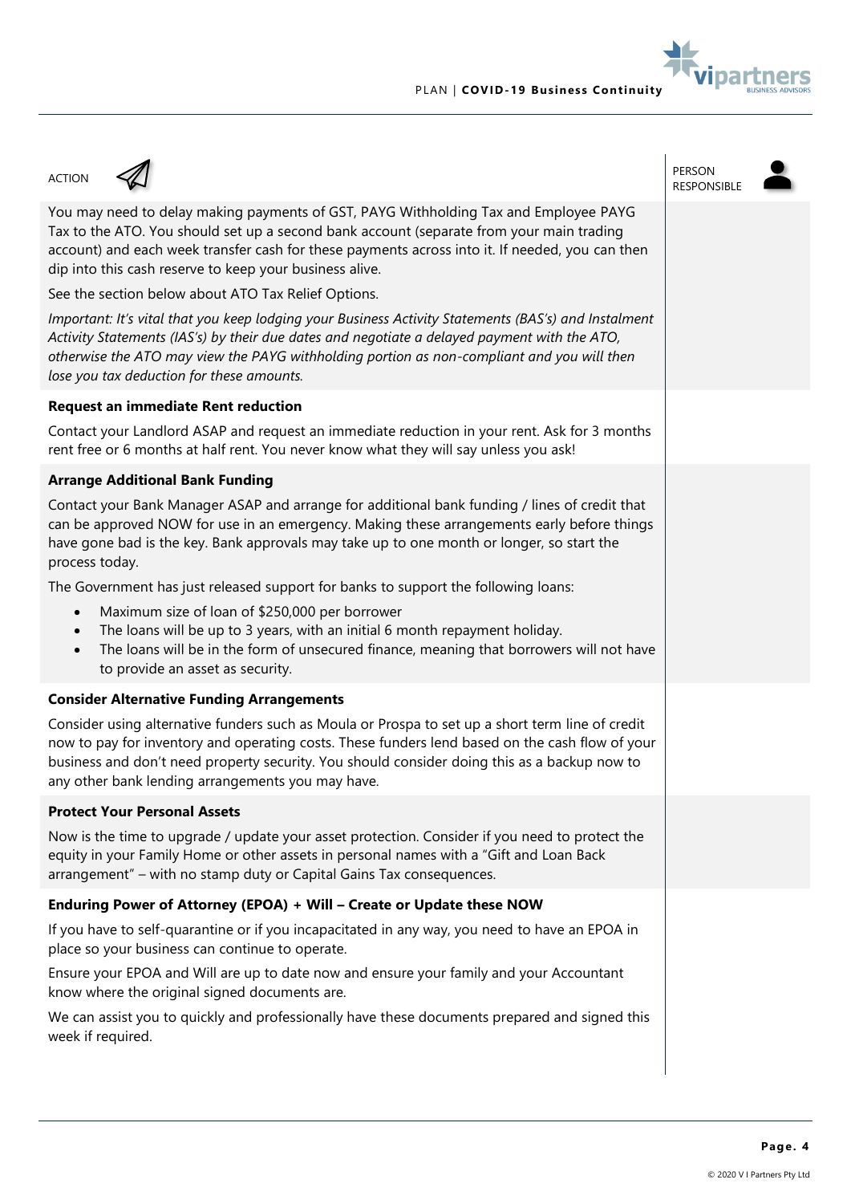| ACTION | PERSON RESPONSIBLE |
|---|---|
| You may need to delay making payments of GST, PAYG Withholding Tax and Employee PAYG Tax to the ATO. You should set up a second bank account (separate from your main trading account) and each week transfer cash for these payments across into it. If needed, you can then dip into this cash reserve to keep your business alive.<br><br>See the section below about ATO Tax Relief Options.<br><br>*Important: It's vital that you keep lodging your Business Activity Statements (BAS's) and Instalment Activity Statements (IAS's) by their due dates and negotiate a delayed payment with the ATO, otherwise the ATO may view the PAYG withholding portion as non-compliant and you will then lose you tax deduction for these amounts.* | |
| **Request an immediate Rent reduction**<br><br>Contact your Landlord ASAP and request an immediate reduction in your rent. Ask for 3 months rent free or 6 months at half rent. You never know what they will say unless you ask! | |
| **Arrange Additional Bank Funding**<br><br>Contact your Bank Manager ASAP and arrange for additional bank funding / lines of credit that can be approved NOW for use in an emergency. Making these arrangements early before things have gone bad is the key. Bank approvals may take up to one month or longer, so start the process today.<br><br>The Government has just released support for banks to support the following loans:<br>• Maximum size of loan of $250,000 per borrower<br>• The loans will be up to 3 years, with an initial 6 month repayment holiday.<br>• The loans will be in the form of unsecured finance, meaning that borrowers will not have to provide an asset as security. | |
| **Consider Alternative Funding Arrangements**<br><br>Consider using alternative funders such as Moula or Prospa to set up a short term line of credit now to pay for inventory and operating costs. These funders lend based on the cash flow of your business and don't need property security. You should consider doing this as a backup now to any other bank lending arrangements you may have. | |
| **Protect Your Personal Assets**<br><br>Now is the time to upgrade / update your asset protection. Consider if you need to protect the equity in your Family Home or other assets in personal names with a "Gift and Loan Back arrangement" – with no stamp duty or Capital Gains Tax consequences. | |
| **Enduring Power of Attorney (EPOA) + Will – Create or Update these NOW**<br><br>If you have to self-quarantine or if you incapacitated in any way, you need to have an EPOA in place so your business can continue to operate.<br><br>Ensure your EPOA and Will are up to date now and ensure your family and your Accountant know where the original signed documents are.<br><br>We can assist you to quickly and professionally have these documents prepared and signed this week if required. | |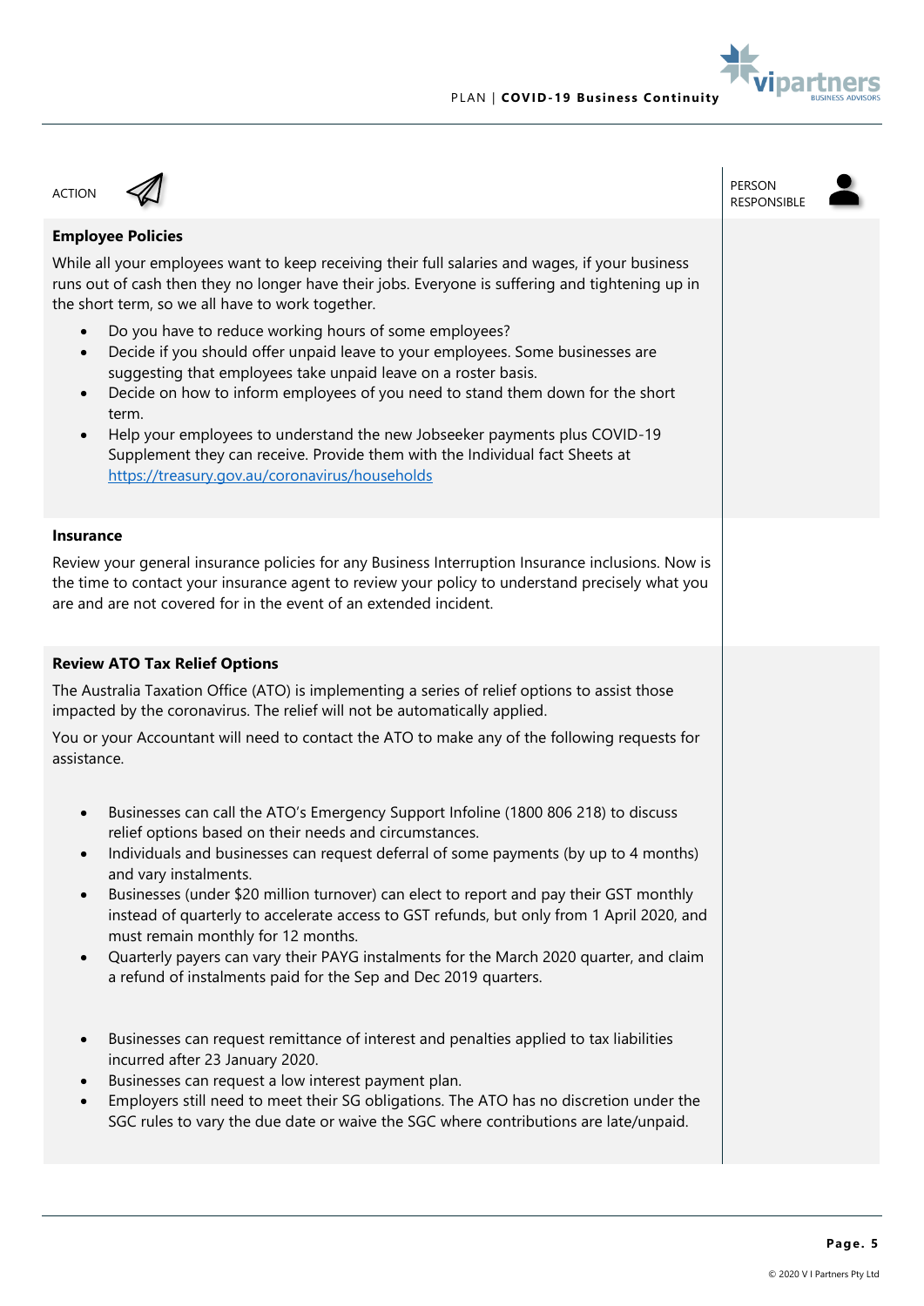| ACTION | PERSON RESPONSIBLE |
|---|---|
| **Employee Policies** | |

**Employee Policies**

While all your employees want to keep receiving their full salaries and wages, if your business runs out of cash then they no longer have their jobs. Everyone is suffering and tightening up in the short term, so we all have to work together.

- Do you have to reduce working hours of some employees?
- Decide if you should offer unpaid leave to your employees. Some businesses are suggesting that employees take unpaid leave on a roster basis.
- Decide on how to inform employees of you need to stand them down for the short term.
- Help your employees to understand the new Jobseeker payments plus COVID-19 Supplement they can receive. Provide them with the Individual fact Sheets at https://treasury.gov.au/coronavirus/households

**Insurance**

Review your general insurance policies for any Business Interruption Insurance inclusions. Now is the time to contact your insurance agent to review your policy to understand precisely what you are and are not covered for in the event of an extended incident.

**Review ATO Tax Relief Options**

The Australia Taxation Office (ATO) is implementing a series of relief options to assist those impacted by the coronavirus. The relief will not be automatically applied.

You or your Accountant will need to contact the ATO to make any of the following requests for assistance.

- Businesses can call the ATO's Emergency Support Infoline (1800 806 218) to discuss relief options based on their needs and circumstances.
- Individuals and businesses can request deferral of some payments (by up to 4 months) and vary instalments.
- Businesses (under $20 million turnover) can elect to report and pay their GST monthly instead of quarterly to accelerate access to GST refunds, but only from 1 April 2020, and must remain monthly for 12 months.
- Quarterly payers can vary their PAYG instalments for the March 2020 quarter, and claim a refund of instalments paid for the Sep and Dec 2019 quarters.

- Businesses can request remittance of interest and penalties applied to tax liabilities incurred after 23 January 2020.
- Businesses can request a low interest payment plan.
- Employers still need to meet their SG obligations. The ATO has no discretion under the SGC rules to vary the due date or waive the SGC where contributions are late/unpaid.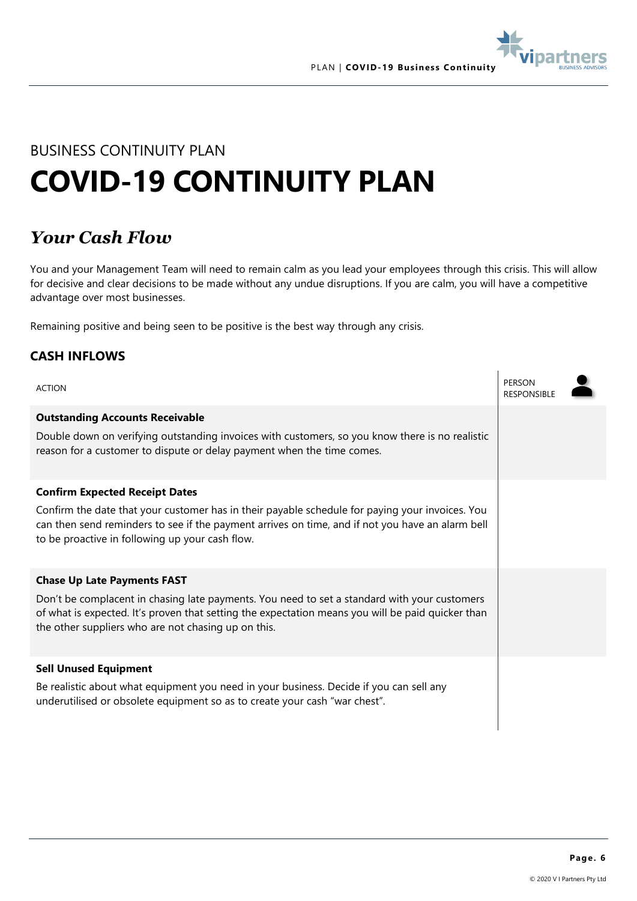BUSINESS CONTINUITY PLAN

# COVID-19 CONTINUITY PLAN

## *Your Cash Flow*

You and your Management Team will need to remain calm as you lead your employees through this crisis. This will allow for decisive and clear decisions to be made without any undue disruptions. If you are calm, you will have a competitive advantage over most businesses.

Remaining positive and being seen to be positive is the best way through any crisis.

### CASH INFLOWS

| ACTION | PERSON RESPONSIBLE |
| --- | --- |
| **Outstanding Accounts Receivable**<br>Double down on verifying outstanding invoices with customers, so you know there is no realistic reason for a customer to dispute or delay payment when the time comes. | |
| **Confirm Expected Receipt Dates**<br>Confirm the date that your customer has in their payable schedule for paying your invoices. You can then send reminders to see if the payment arrives on time, and if not you have an alarm bell to be proactive in following up your cash flow. | |
| **Chase Up Late Payments FAST**<br>Don't be complacent in chasing late payments. You need to set a standard with your customers of what is expected. It's proven that setting the expectation means you will be paid quicker than the other suppliers who are not chasing up on this. | |
| **Sell Unused Equipment**<br>Be realistic about what equipment you need in your business. Decide if you can sell any underutilised or obsolete equipment so as to create your cash "war chest". | |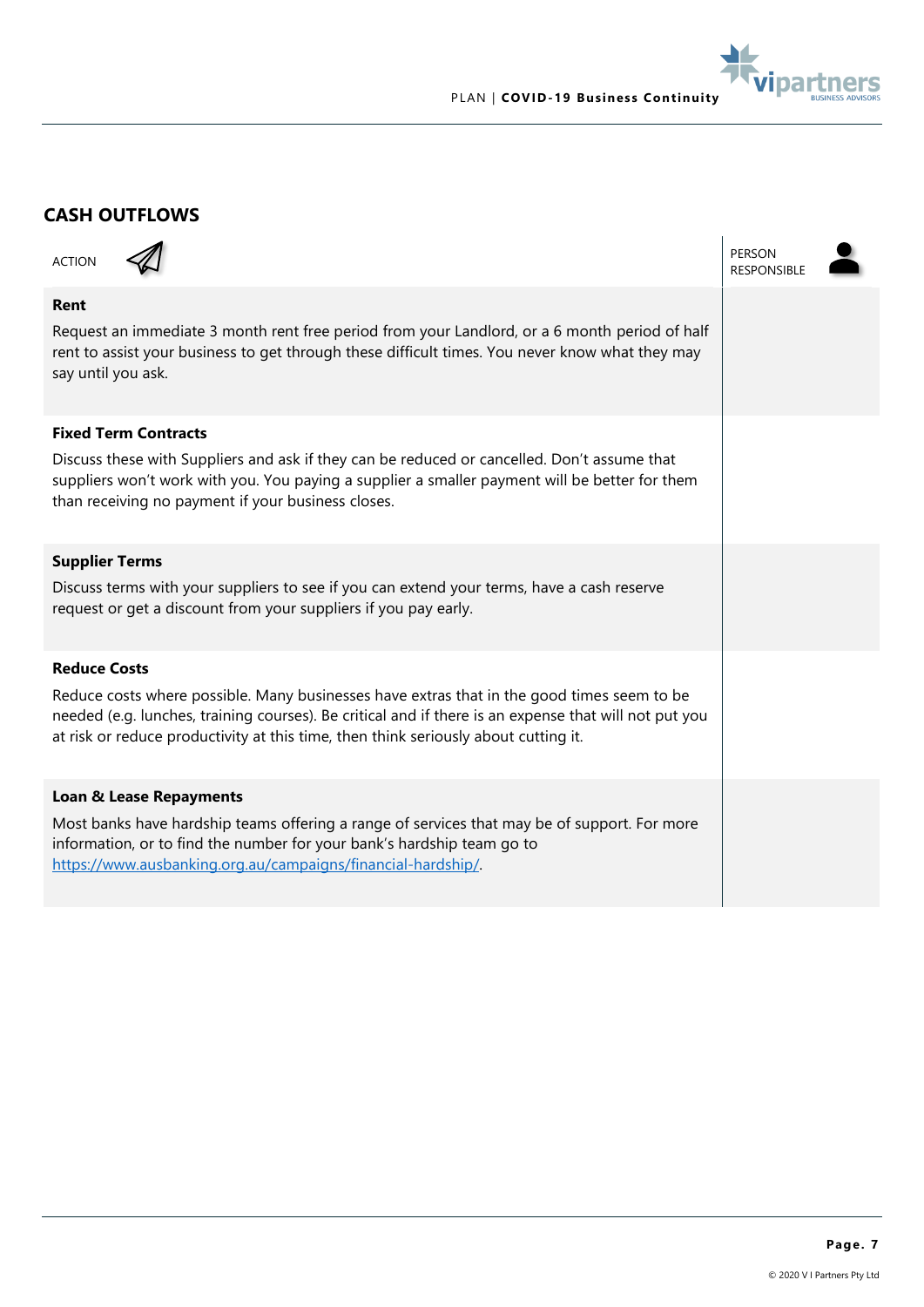## CASH OUTFLOWS

| ACTION | PERSON RESPONSIBLE |
|---|---|
| **Rent**<br>Request an immediate 3 month rent free period from your Landlord, or a 6 month period of half rent to assist your business to get through these difficult times. You never know what they may say until you ask. | |
| **Fixed Term Contracts**<br>Discuss these with Suppliers and ask if they can be reduced or cancelled. Don't assume that suppliers won't work with you. You paying a supplier a smaller payment will be better for them than receiving no payment if your business closes. | |
| **Supplier Terms**<br>Discuss terms with your suppliers to see if you can extend your terms, have a cash reserve request or get a discount from your suppliers if you pay early. | |
| **Reduce Costs**<br>Reduce costs where possible. Many businesses have extras that in the good times seem to be needed (e.g. lunches, training courses). Be critical and if there is an expense that will not put you at risk or reduce productivity at this time, then think seriously about cutting it. | |
| **Loan & Lease Repayments**<br>Most banks have hardship teams offering a range of services that may be of support. For more information, or to find the number for your bank's hardship team go to https://www.ausbanking.org.au/campaigns/financial-hardship/. | |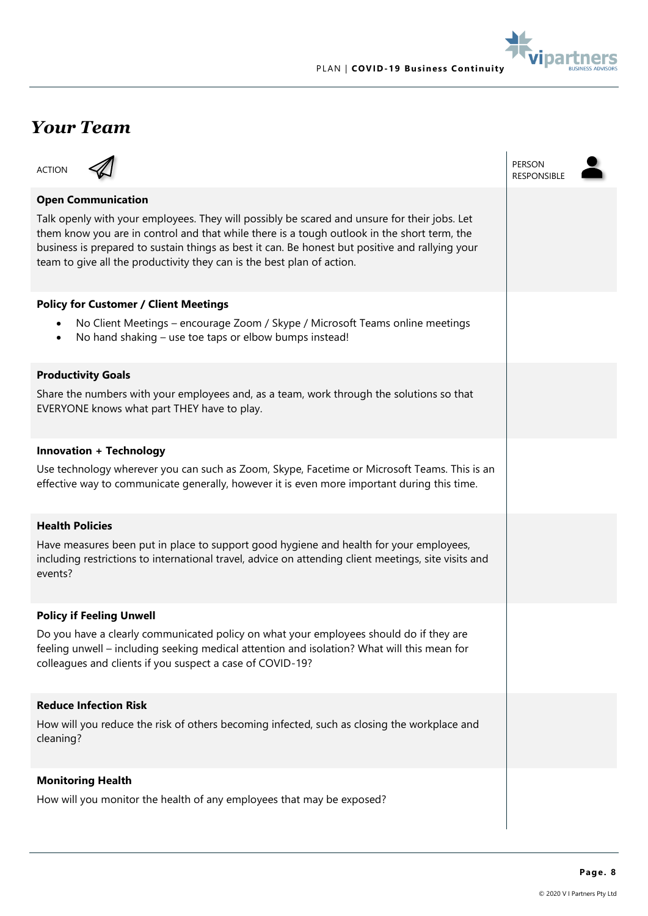# Your Team

| ACTION | PERSON RESPONSIBLE |
|---|---|
| **Open Communication**<br>Talk openly with your employees. They will possibly be scared and unsure for their jobs. Let them know you are in control and that while there is a tough outlook in the short term, the business is prepared to sustain things as best it can. Be honest but positive and rallying your team to give all the productivity they can is the best plan of action. | |
| **Policy for Customer / Client Meetings**<br>• No Client Meetings – encourage Zoom / Skype / Microsoft Teams online meetings<br>• No hand shaking – use toe taps or elbow bumps instead! | |
| **Productivity Goals**<br>Share the numbers with your employees and, as a team, work through the solutions so that EVERYONE knows what part THEY have to play. | |
| **Innovation + Technology**<br>Use technology wherever you can such as Zoom, Skype, Facetime or Microsoft Teams. This is an effective way to communicate generally, however it is even more important during this time. | |
| **Health Policies**<br>Have measures been put in place to support good hygiene and health for your employees, including restrictions to international travel, advice on attending client meetings, site visits and events? | |
| **Policy if Feeling Unwell**<br>Do you have a clearly communicated policy on what your employees should do if they are feeling unwell – including seeking medical attention and isolation? What will this mean for colleagues and clients if you suspect a case of COVID-19? | |
| **Reduce Infection Risk**<br>How will you reduce the risk of others becoming infected, such as closing the workplace and cleaning? | |
| **Monitoring Health**<br>How will you monitor the health of any employees that may be exposed? | |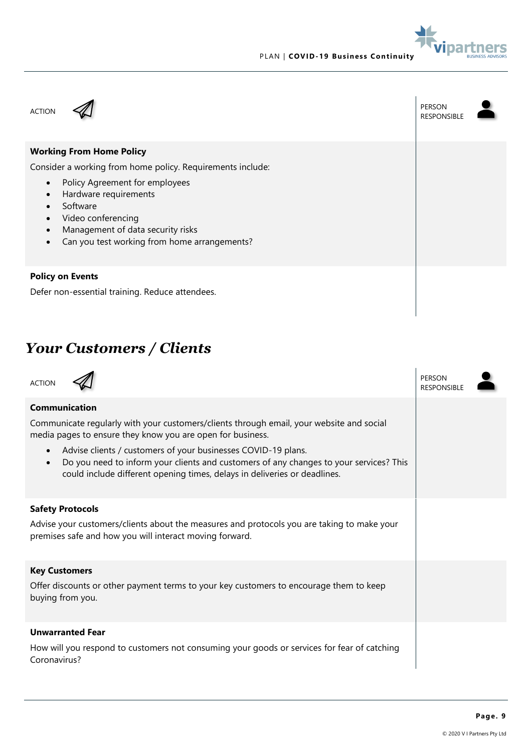| ACTION | PERSON RESPONSIBLE |
|---|---|
| **Working From Home Policy**<br>Consider a working from home policy. Requirements include:<br>• Policy Agreement for employees<br>• Hardware requirements<br>• Software<br>• Video conferencing<br>• Management of data security risks<br>• Can you test working from home arrangements? | |
| **Policy on Events**<br>Defer non-essential training. Reduce attendees. | |

## *Your Customers / Clients*

| ACTION | PERSON RESPONSIBLE |
|---|---|
| **Communication**<br>Communicate regularly with your customers/clients through email, your website and social media pages to ensure they know you are open for business.<br>• Advise clients / customers of your businesses COVID-19 plans.<br>• Do you need to inform your clients and customers of any changes to your services? This could include different opening times, delays in deliveries or deadlines. | |
| **Safety Protocols**<br>Advise your customers/clients about the measures and protocols you are taking to make your premises safe and how you will interact moving forward. | |
| **Key Customers**<br>Offer discounts or other payment terms to your key customers to encourage them to keep buying from you. | |
| **Unwarranted Fear**<br>How will you respond to customers not consuming your goods or services for fear of catching Coronavirus? | |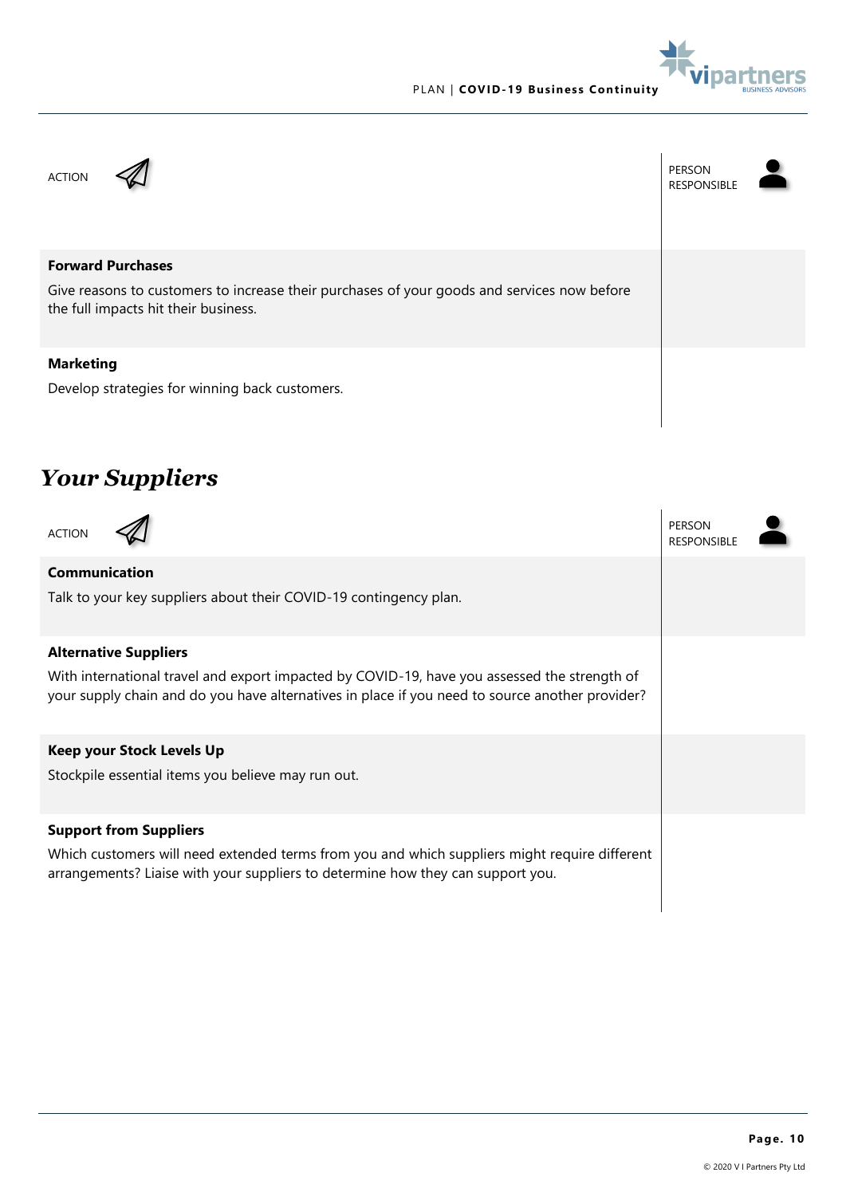| ACTION | PERSON RESPONSIBLE |
|---|---|
| **Forward Purchases**<br>Give reasons to customers to increase their purchases of your goods and services now before the full impacts hit their business. | |
| **Marketing**<br>Develop strategies for winning back customers. | |

## *Your Suppliers*

| ACTION | PERSON RESPONSIBLE |
|---|---|
| **Communication**<br>Talk to your key suppliers about their COVID-19 contingency plan. | |
| **Alternative Suppliers**<br>With international travel and export impacted by COVID-19, have you assessed the strength of your supply chain and do you have alternatives in place if you need to source another provider? | |
| **Keep your Stock Levels Up**<br>Stockpile essential items you believe may run out. | |
| **Support from Suppliers**<br>Which customers will need extended terms from you and which suppliers might require different arrangements? Liaise with your suppliers to determine how they can support you. | |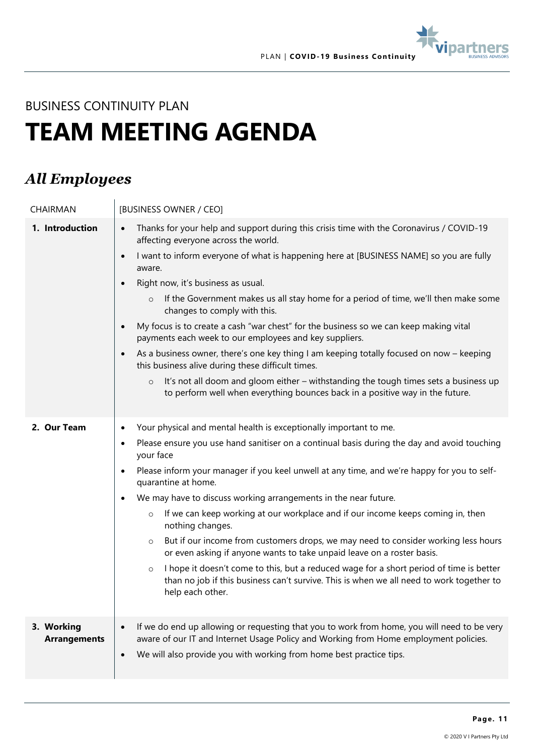BUSINESS CONTINUITY PLAN

# TEAM MEETING AGENDA

## *All Employees*

| CHAIRMAN | [BUSINESS OWNER / CEO] |
|---|---|
| **1. Introduction** | • Thanks for your help and support during this crisis time with the Coronavirus / COVID-19 affecting everyone across the world.<br>• I want to inform everyone of what is happening here at [BUSINESS NAME] so you are fully aware.<br>• Right now, it's business as usual.<br>&nbsp;&nbsp;&nbsp;&nbsp;○ If the Government makes us all stay home for a period of time, we'll then make some changes to comply with this.<br>• My focus is to create a cash "war chest" for the business so we can keep making vital payments each week to our employees and key suppliers.<br>• As a business owner, there's one key thing I am keeping totally focused on now – keeping this business alive during these difficult times.<br>&nbsp;&nbsp;&nbsp;&nbsp;○ It's not all doom and gloom either – withstanding the tough times sets a business up to perform well when everything bounces back in a positive way in the future. |
| **2. Our Team** | • Your physical and mental health is exceptionally important to me.<br>• Please ensure you use hand sanitiser on a continual basis during the day and avoid touching your face<br>• Please inform your manager if you keel unwell at any time, and we're happy for you to self-quarantine at home.<br>• We may have to discuss working arrangements in the near future.<br>&nbsp;&nbsp;&nbsp;&nbsp;○ If we can keep working at our workplace and if our income keeps coming in, then nothing changes.<br>&nbsp;&nbsp;&nbsp;&nbsp;○ But if our income from customers drops, we may need to consider working less hours or even asking if anyone wants to take unpaid leave on a roster basis.<br>&nbsp;&nbsp;&nbsp;&nbsp;○ I hope it doesn't come to this, but a reduced wage for a short period of time is better than no job if this business can't survive. This is when we all need to work together to help each other. |
| **3. Working Arrangements** | • If we do end up allowing or requesting that you to work from home, you will need to be very aware of our IT and Internet Usage Policy and Working from Home employment policies.<br>• We will also provide you with working from home best practice tips. |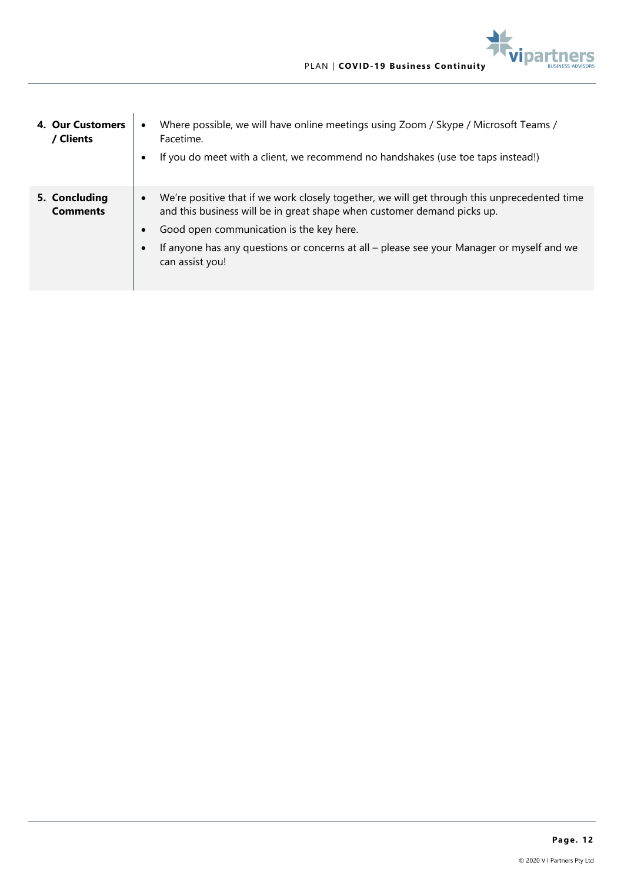| | |
|---|---|
| **4. Our Customers / Clients** | • Where possible, we will have online meetings using Zoom / Skype / Microsoft Teams / Facetime.<br>• If you do meet with a client, we recommend no handshakes (use toe taps instead!) |
| **5. Concluding Comments** | • We're positive that if we work closely together, we will get through this unprecedented time and this business will be in great shape when customer demand picks up.<br>• Good open communication is the key here.<br>• If anyone has any questions or concerns at all – please see your Manager or myself and we can assist you! |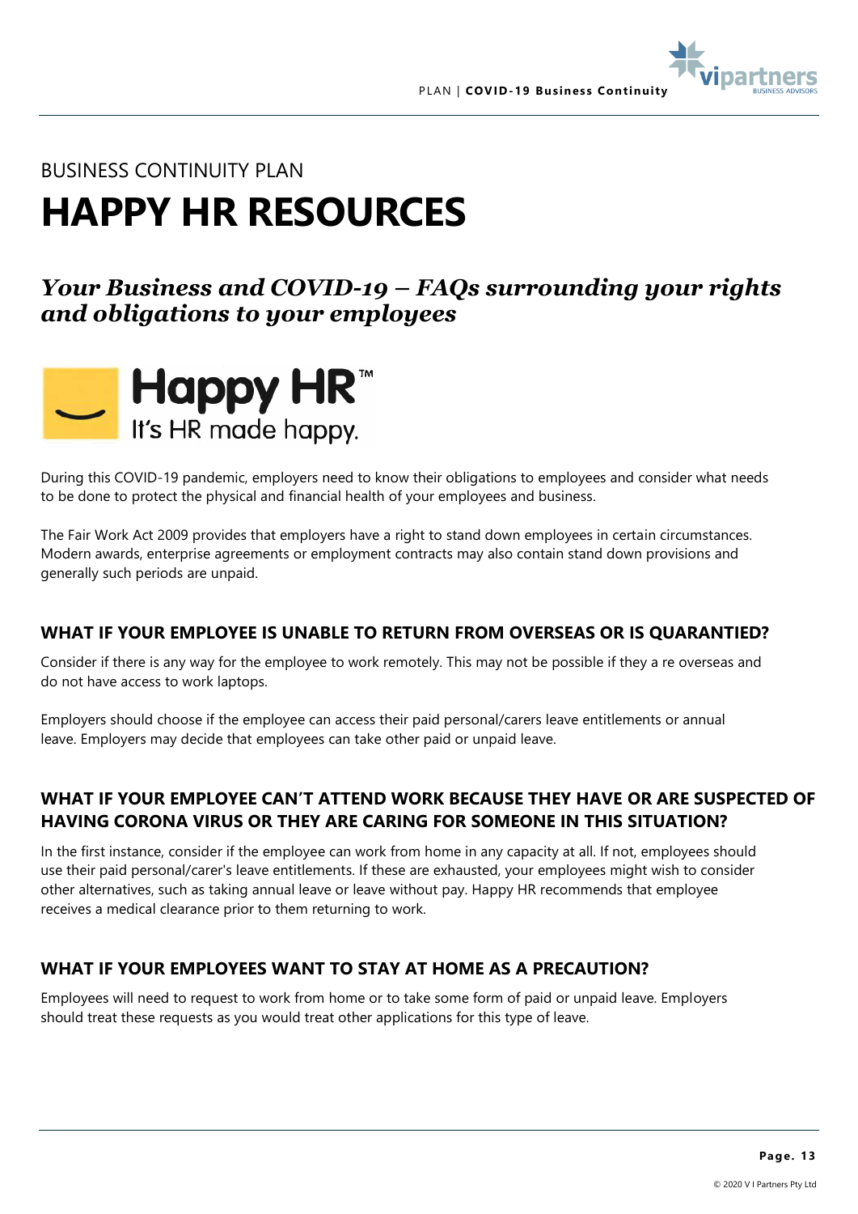BUSINESS CONTINUITY PLAN

# HAPPY HR RESOURCES

## *Your Business and COVID-19 – FAQs surrounding your rights and obligations to your employees*

Happy HR™

It's HR made happy.

During this COVID-19 pandemic, employers need to know their obligations to employees and consider what needs to be done to protect the physical and financial health of your employees and business.

The Fair Work Act 2009 provides that employers have a right to stand down employees in certain circumstances. Modern awards, enterprise agreements or employment contracts may also contain stand down provisions and generally such periods are unpaid.

### WHAT IF YOUR EMPLOYEE IS UNABLE TO RETURN FROM OVERSEAS OR IS QUARANTIED?

Consider if there is any way for the employee to work remotely. This may not be possible if they a re overseas and do not have access to work laptops.

Employers should choose if the employee can access their paid personal/carers leave entitlements or annual leave. Employers may decide that employees can take other paid or unpaid leave.

### WHAT IF YOUR EMPLOYEE CAN'T ATTEND WORK BECAUSE THEY HAVE OR ARE SUSPECTED OF HAVING CORONA VIRUS OR THEY ARE CARING FOR SOMEONE IN THIS SITUATION?

In the first instance, consider if the employee can work from home in any capacity at all. If not, employees should use their paid personal/carer's leave entitlements. If these are exhausted, your employees might wish to consider other alternatives, such as taking annual leave or leave without pay. Happy HR recommends that employee receives a medical clearance prior to them returning to work.

### WHAT IF YOUR EMPLOYEES WANT TO STAY AT HOME AS A PRECAUTION?

Employees will need to request to work from home or to take some form of paid or unpaid leave. Employers should treat these requests as you would treat other applications for this type of leave.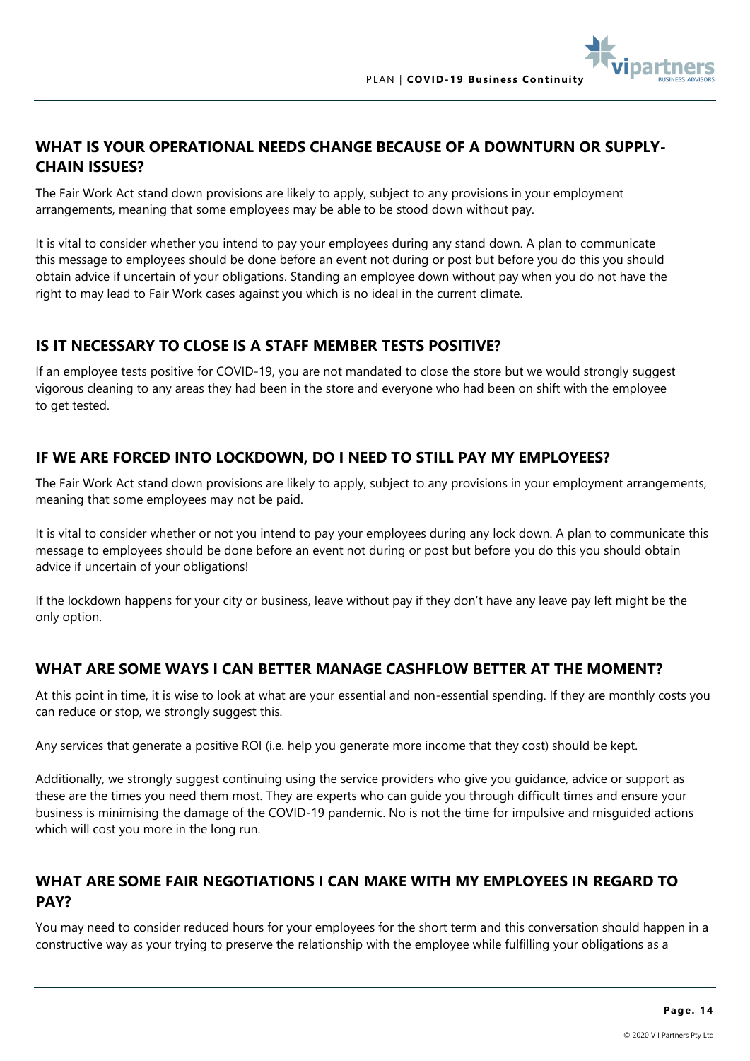## WHAT IS YOUR OPERATIONAL NEEDS CHANGE BECAUSE OF A DOWNTURN OR SUPPLY-CHAIN ISSUES?

The Fair Work Act stand down provisions are likely to apply, subject to any provisions in your employment arrangements, meaning that some employees may be able to be stood down without pay.

It is vital to consider whether you intend to pay your employees during any stand down. A plan to communicate this message to employees should be done before an event not during or post but before you do this you should obtain advice if uncertain of your obligations. Standing an employee down without pay when you do not have the right to may lead to Fair Work cases against you which is no ideal in the current climate.

## IS IT NECESSARY TO CLOSE IS A STAFF MEMBER TESTS POSITIVE?

If an employee tests positive for COVID-19, you are not mandated to close the store but we would strongly suggest vigorous cleaning to any areas they had been in the store and everyone who had been on shift with the employee to get tested.

## IF WE ARE FORCED INTO LOCKDOWN, DO I NEED TO STILL PAY MY EMPLOYEES?

The Fair Work Act stand down provisions are likely to apply, subject to any provisions in your employment arrangements, meaning that some employees may not be paid.

It is vital to consider whether or not you intend to pay your employees during any lock down. A plan to communicate this message to employees should be done before an event not during or post but before you do this you should obtain advice if uncertain of your obligations!

If the lockdown happens for your city or business, leave without pay if they don't have any leave pay left might be the only option.

## WHAT ARE SOME WAYS I CAN BETTER MANAGE CASHFLOW BETTER AT THE MOMENT?

At this point in time, it is wise to look at what are your essential and non-essential spending. If they are monthly costs you can reduce or stop, we strongly suggest this.

Any services that generate a positive ROI (i.e. help you generate more income that they cost) should be kept.

Additionally, we strongly suggest continuing using the service providers who give you guidance, advice or support as these are the times you need them most. They are experts who can guide you through difficult times and ensure your business is minimising the damage of the COVID-19 pandemic. No is not the time for impulsive and misguided actions which will cost you more in the long run.

## WHAT ARE SOME FAIR NEGOTIATIONS I CAN MAKE WITH MY EMPLOYEES IN REGARD TO PAY?

You may need to consider reduced hours for your employees for the short term and this conversation should happen in a constructive way as your trying to preserve the relationship with the employee while fulfilling your obligations as a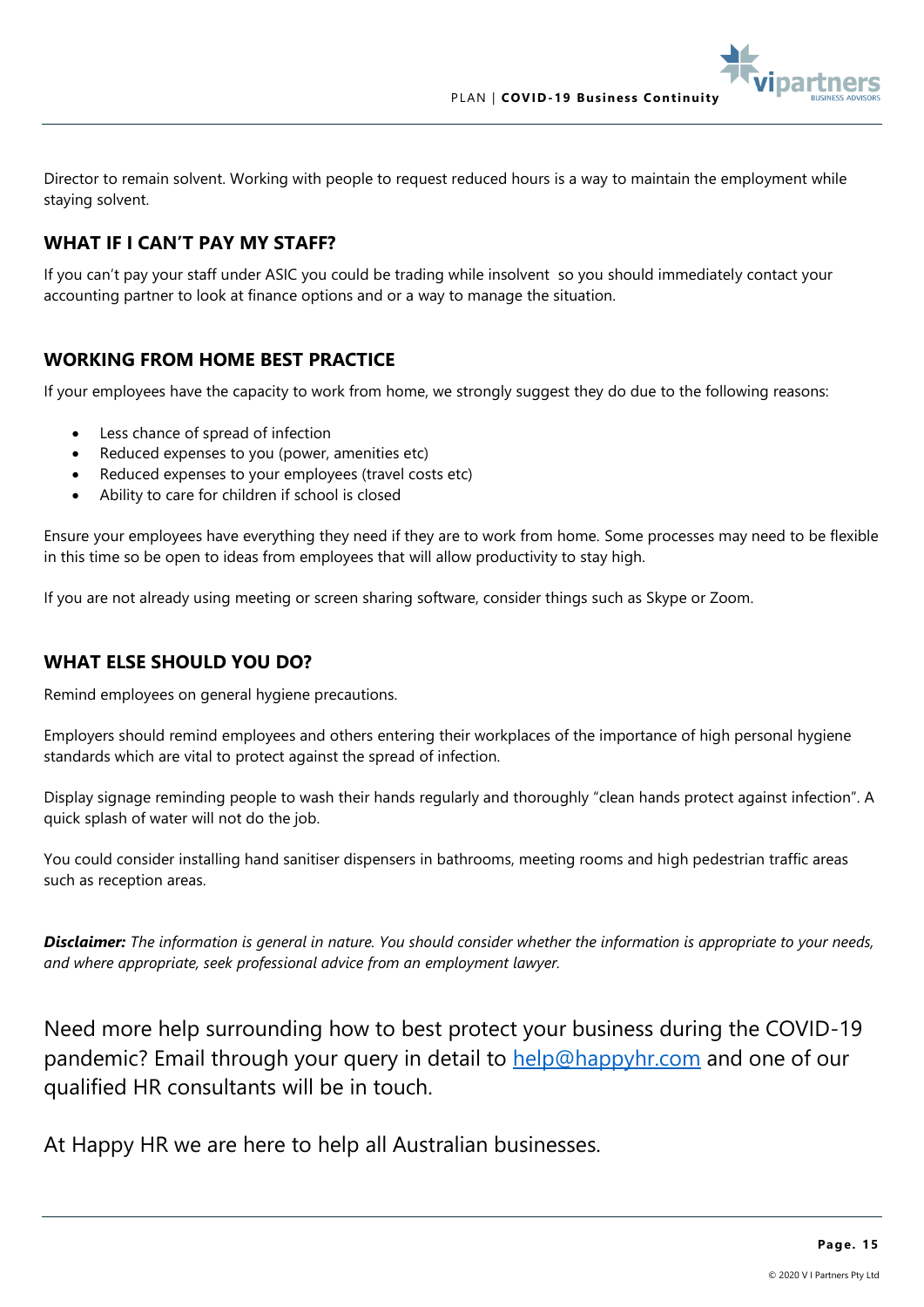Director to remain solvent. Working with people to request reduced hours is a way to maintain the employment while staying solvent.

## WHAT IF I CAN'T PAY MY STAFF?

If you can't pay your staff under ASIC you could be trading while insolvent so you should immediately contact your accounting partner to look at finance options and or a way to manage the situation.

## WORKING FROM HOME BEST PRACTICE

If your employees have the capacity to work from home, we strongly suggest they do due to the following reasons:

- Less chance of spread of infection
- Reduced expenses to you (power, amenities etc)
- Reduced expenses to your employees (travel costs etc)
- Ability to care for children if school is closed

Ensure your employees have everything they need if they are to work from home. Some processes may need to be flexible in this time so be open to ideas from employees that will allow productivity to stay high.

If you are not already using meeting or screen sharing software, consider things such as Skype or Zoom.

## WHAT ELSE SHOULD YOU DO?

Remind employees on general hygiene precautions.

Employers should remind employees and others entering their workplaces of the importance of high personal hygiene standards which are vital to protect against the spread of infection.

Display signage reminding people to wash their hands regularly and thoroughly "clean hands protect against infection". A quick splash of water will not do the job.

You could consider installing hand sanitiser dispensers in bathrooms, meeting rooms and high pedestrian traffic areas such as reception areas.

***Disclaimer:*** *The information is general in nature. You should consider whether the information is appropriate to your needs, and where appropriate, seek professional advice from an employment lawyer.*

Need more help surrounding how to best protect your business during the COVID-19 pandemic? Email through your query in detail to [help@happyhr.com](mailto:help@happyhr.com) and one of our qualified HR consultants will be in touch.

At Happy HR we are here to help all Australian businesses.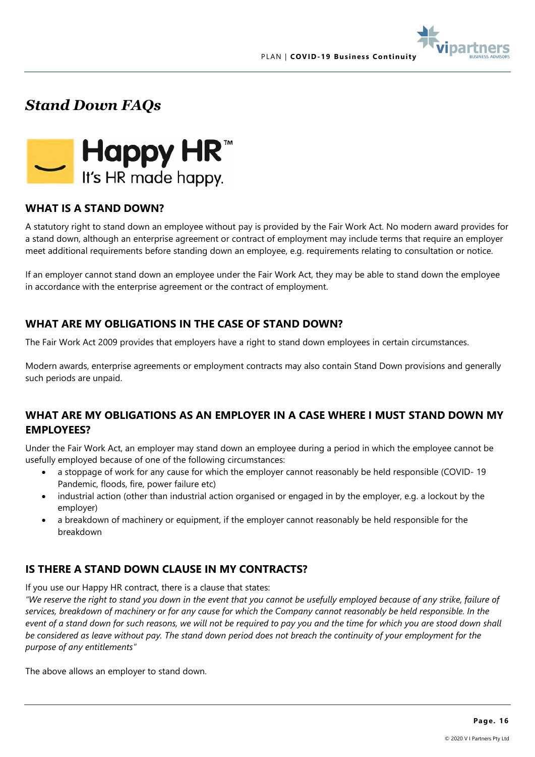# *Stand Down FAQs*

Happy HR™
It's HR made happy.

## WHAT IS A STAND DOWN?

A statutory right to stand down an employee without pay is provided by the Fair Work Act. No modern award provides for a stand down, although an enterprise agreement or contract of employment may include terms that require an employer meet additional requirements before standing down an employee, e.g. requirements relating to consultation or notice.

If an employer cannot stand down an employee under the Fair Work Act, they may be able to stand down the employee in accordance with the enterprise agreement or the contract of employment.

## WHAT ARE MY OBLIGATIONS IN THE CASE OF STAND DOWN?

The Fair Work Act 2009 provides that employers have a right to stand down employees in certain circumstances.

Modern awards, enterprise agreements or employment contracts may also contain Stand Down provisions and generally such periods are unpaid.

## WHAT ARE MY OBLIGATIONS AS AN EMPLOYER IN A CASE WHERE I MUST STAND DOWN MY EMPLOYEES?

Under the Fair Work Act, an employer may stand down an employee during a period in which the employee cannot be usefully employed because of one of the following circumstances:

- a stoppage of work for any cause for which the employer cannot reasonably be held responsible (COVID- 19 Pandemic, floods, fire, power failure etc)
- industrial action (other than industrial action organised or engaged in by the employer, e.g. a lockout by the employer)
- a breakdown of machinery or equipment, if the employer cannot reasonably be held responsible for the breakdown

## IS THERE A STAND DOWN CLAUSE IN MY CONTRACTS?

If you use our Happy HR contract, there is a clause that states:
*"We reserve the right to stand you down in the event that you cannot be usefully employed because of any strike, failure of services, breakdown of machinery or for any cause for which the Company cannot reasonably be held responsible. In the event of a stand down for such reasons, we will not be required to pay you and the time for which you are stood down shall be considered as leave without pay. The stand down period does not breach the continuity of your employment for the purpose of any entitlements"*

The above allows an employer to stand down.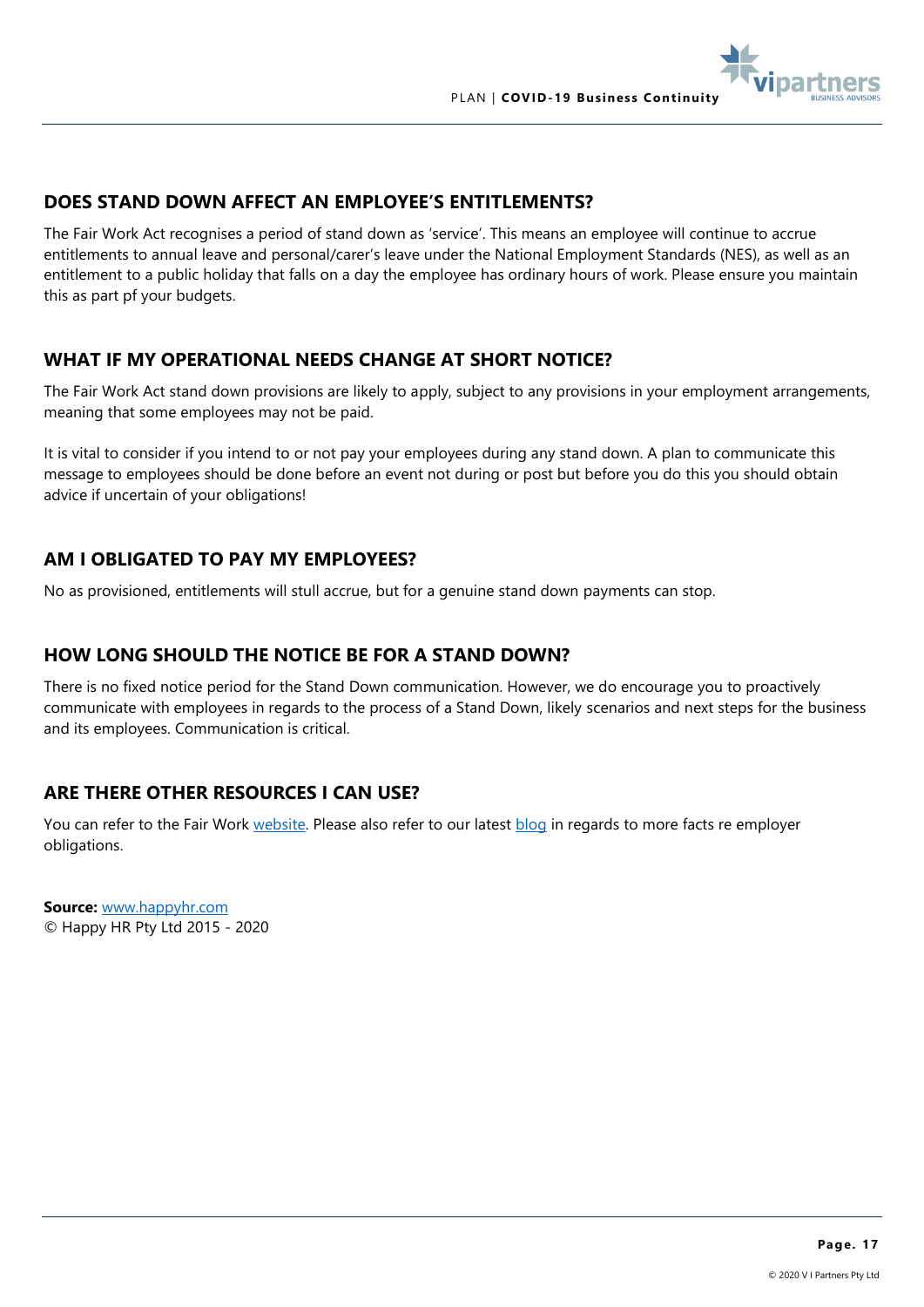## DOES STAND DOWN AFFECT AN EMPLOYEE'S ENTITLEMENTS?

The Fair Work Act recognises a period of stand down as 'service'. This means an employee will continue to accrue entitlements to annual leave and personal/carer's leave under the National Employment Standards (NES), as well as an entitlement to a public holiday that falls on a day the employee has ordinary hours of work. Please ensure you maintain this as part pf your budgets.

## WHAT IF MY OPERATIONAL NEEDS CHANGE AT SHORT NOTICE?

The Fair Work Act stand down provisions are likely to apply, subject to any provisions in your employment arrangements, meaning that some employees may not be paid.

It is vital to consider if you intend to or not pay your employees during any stand down. A plan to communicate this message to employees should be done before an event not during or post but before you do this you should obtain advice if uncertain of your obligations!

## AM I OBLIGATED TO PAY MY EMPLOYEES?

No as provisioned, entitlements will stull accrue, but for a genuine stand down payments can stop.

## HOW LONG SHOULD THE NOTICE BE FOR A STAND DOWN?

There is no fixed notice period for the Stand Down communication. However, we do encourage you to proactively communicate with employees in regards to the process of a Stand Down, likely scenarios and next steps for the business and its employees. Communication is critical.

## ARE THERE OTHER RESOURCES I CAN USE?

You can refer to the Fair Work website. Please also refer to our latest blog in regards to more facts re employer obligations.

**Source:** www.happyhr.com
© Happy HR Pty Ltd 2015 - 2020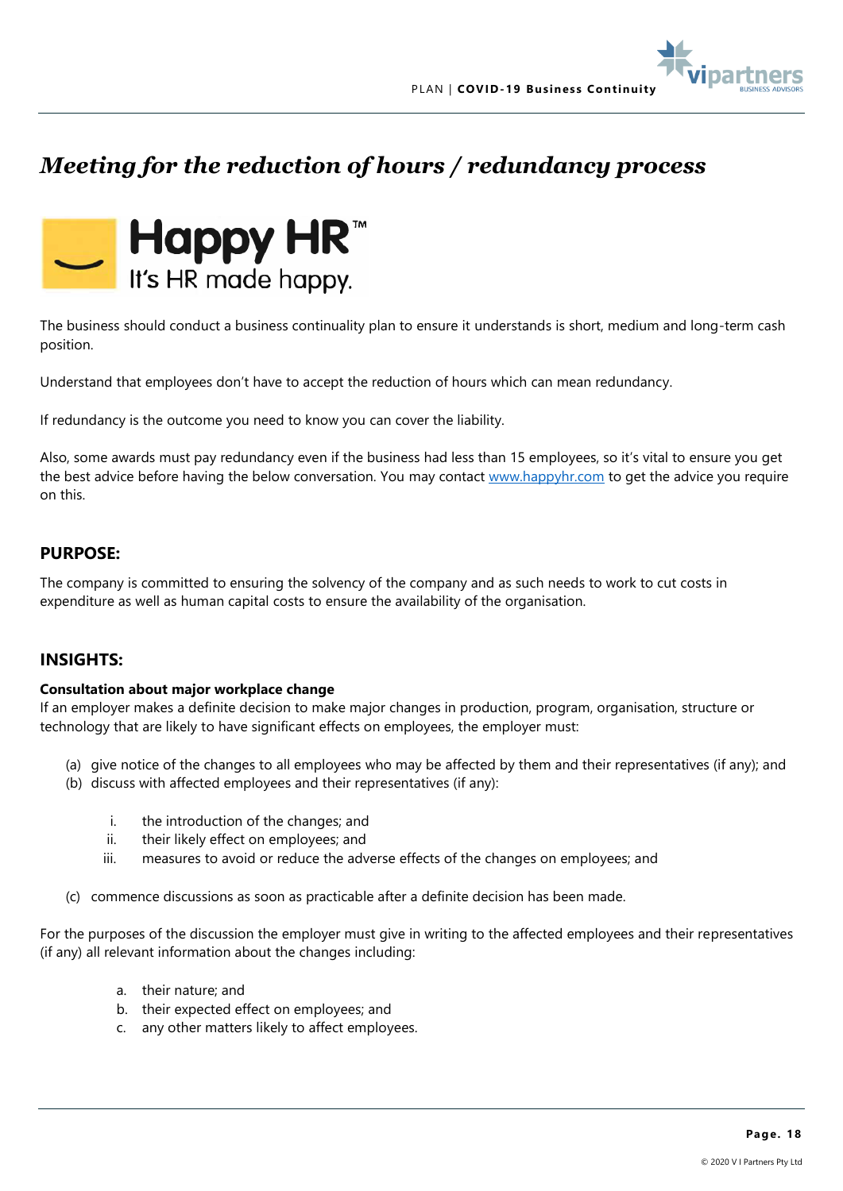# *Meeting for the reduction of hours / redundancy process*

Happy HR™
It's HR made happy.

The business should conduct a business continuality plan to ensure it understands is short, medium and long-term cash position.

Understand that employees don't have to accept the reduction of hours which can mean redundancy.

If redundancy is the outcome you need to know you can cover the liability.

Also, some awards must pay redundancy even if the business had less than 15 employees, so it's vital to ensure you get the best advice before having the below conversation. You may contact [www.happyhr.com](http://www.happyhr.com) to get the advice you require on this.

## PURPOSE:

The company is committed to ensuring the solvency of the company and as such needs to work to cut costs in expenditure as well as human capital costs to ensure the availability of the organisation.

## INSIGHTS:

**Consultation about major workplace change**
If an employer makes a definite decision to make major changes in production, program, organisation, structure or technology that are likely to have significant effects on employees, the employer must:

(a) give notice of the changes to all employees who may be affected by them and their representatives (if any); and
(b) discuss with affected employees and their representatives (if any):

   i. the introduction of the changes; and
   ii. their likely effect on employees; and
   iii. measures to avoid or reduce the adverse effects of the changes on employees; and

(c) commence discussions as soon as practicable after a definite decision has been made.

For the purposes of the discussion the employer must give in writing to the affected employees and their representatives (if any) all relevant information about the changes including:

   a. their nature; and
   b. their expected effect on employees; and
   c. any other matters likely to affect employees.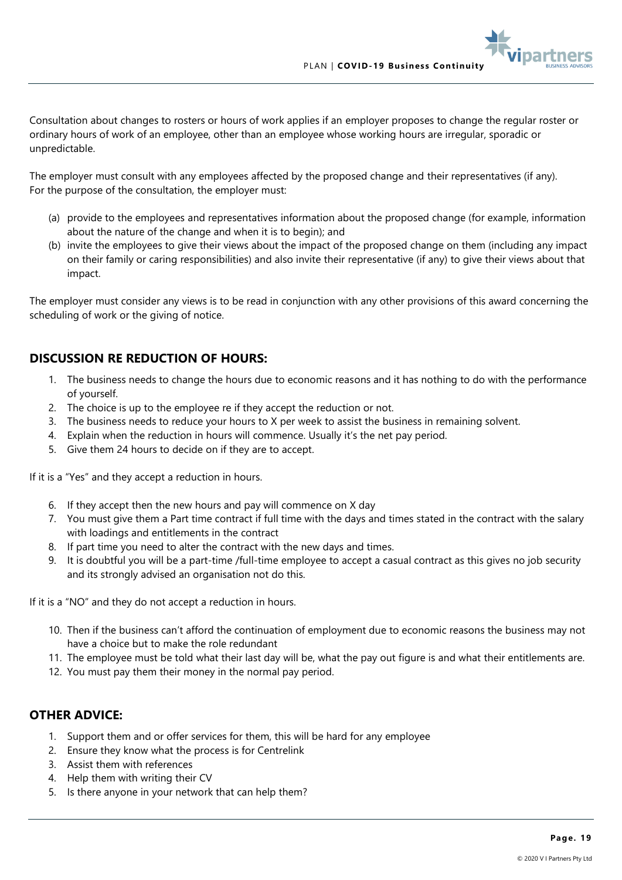Consultation about changes to rosters or hours of work applies if an employer proposes to change the regular roster or ordinary hours of work of an employee, other than an employee whose working hours are irregular, sporadic or unpredictable.

The employer must consult with any employees affected by the proposed change and their representatives (if any). For the purpose of the consultation, the employer must:

(a) provide to the employees and representatives information about the proposed change (for example, information about the nature of the change and when it is to begin); and
(b) invite the employees to give their views about the impact of the proposed change on them (including any impact on their family or caring responsibilities) and also invite their representative (if any) to give their views about that impact.

The employer must consider any views is to be read in conjunction with any other provisions of this award concerning the scheduling of work or the giving of notice.

## DISCUSSION RE REDUCTION OF HOURS:

1. The business needs to change the hours due to economic reasons and it has nothing to do with the performance of yourself.
2. The choice is up to the employee re if they accept the reduction or not.
3. The business needs to reduce your hours to X per week to assist the business in remaining solvent.
4. Explain when the reduction in hours will commence. Usually it's the net pay period.
5. Give them 24 hours to decide on if they are to accept.

If it is a "Yes" and they accept a reduction in hours.

6. If they accept then the new hours and pay will commence on X day
7. You must give them a Part time contract if full time with the days and times stated in the contract with the salary with loadings and entitlements in the contract
8. If part time you need to alter the contract with the new days and times.
9. It is doubtful you will be a part-time /full-time employee to accept a casual contract as this gives no job security and its strongly advised an organisation not do this.

If it is a "NO" and they do not accept a reduction in hours.

10. Then if the business can't afford the continuation of employment due to economic reasons the business may not have a choice but to make the role redundant
11. The employee must be told what their last day will be, what the pay out figure is and what their entitlements are.
12. You must pay them their money in the normal pay period.

## OTHER ADVICE:

1. Support them and or offer services for them, this will be hard for any employee
2. Ensure they know what the process is for Centrelink
3. Assist them with references
4. Help them with writing their CV
5. Is there anyone in your network that can help them?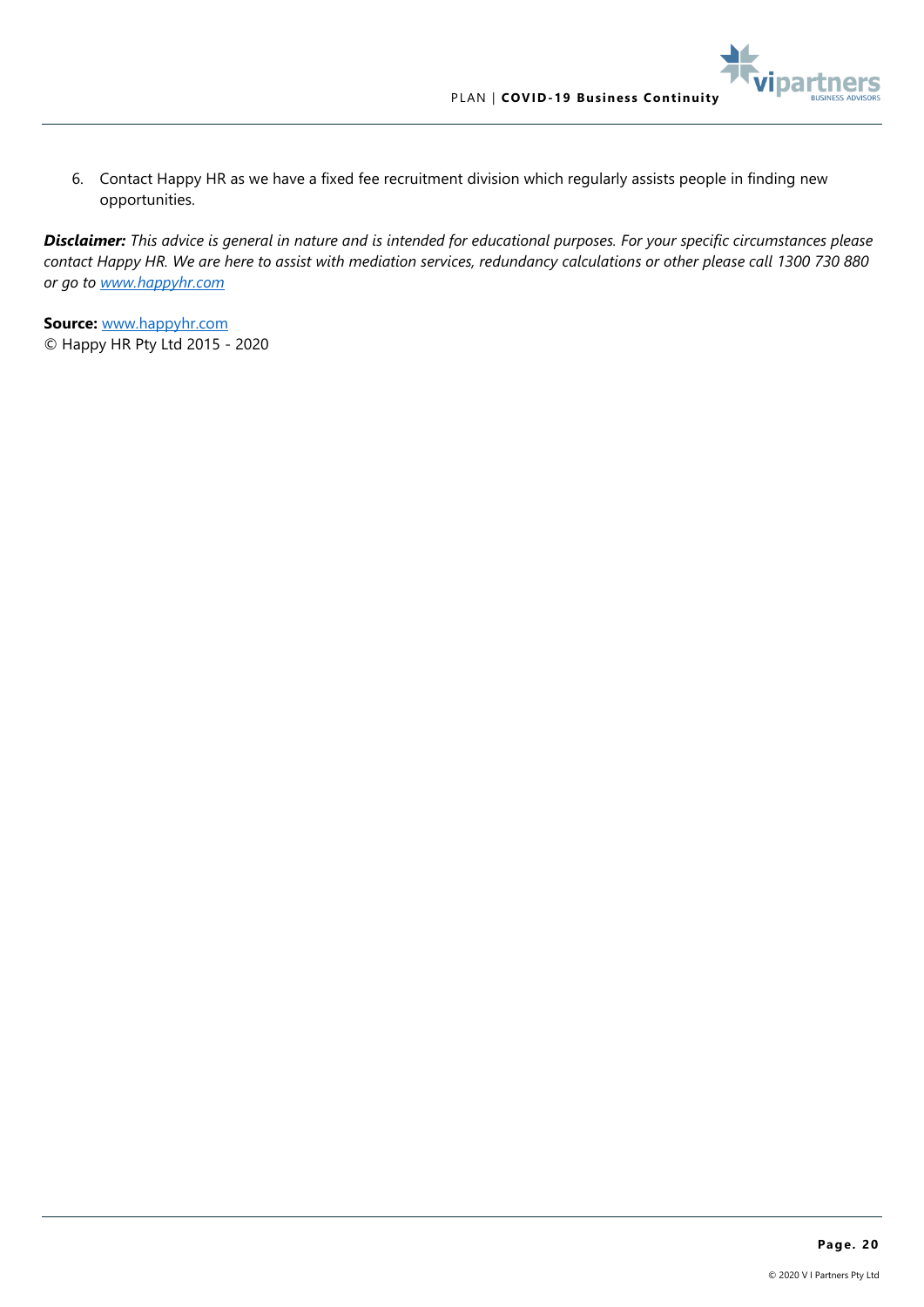6. Contact Happy HR as we have a fixed fee recruitment division which regularly assists people in finding new opportunities.

***Disclaimer:*** *This advice is general in nature and is intended for educational purposes. For your specific circumstances please contact Happy HR. We are here to assist with mediation services, redundancy calculations or other please call 1300 730 880 or go to [www.happyhr.com](http://www.happyhr.com)*

**Source:** [www.happyhr.com](http://www.happyhr.com)
© Happy HR Pty Ltd 2015 - 2020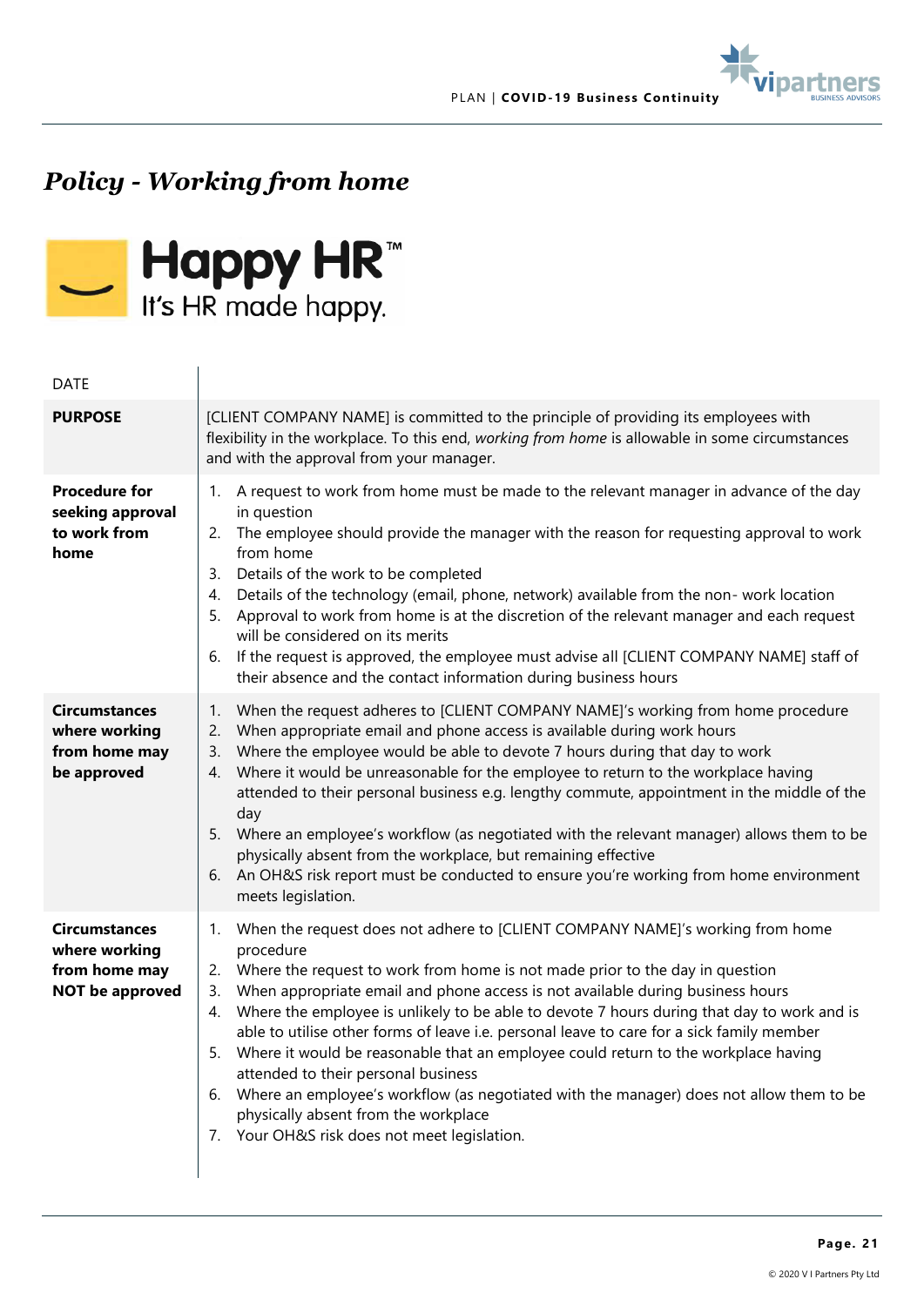# *Policy - Working from home*

**Happy HR™**
It's HR made happy.

| DATE | |
|---|---|
| **PURPOSE** | [CLIENT COMPANY NAME] is committed to the principle of providing its employees with flexibility in the workplace. To this end, *working from home* is allowable in some circumstances and with the approval from your manager. |
| **Procedure for seeking approval to work from home** | 1. A request to work from home must be made to the relevant manager in advance of the day in question<br>2. The employee should provide the manager with the reason for requesting approval to work from home<br>3. Details of the work to be completed<br>4. Details of the technology (email, phone, network) available from the non- work location<br>5. Approval to work from home is at the discretion of the relevant manager and each request will be considered on its merits<br>6. If the request is approved, the employee must advise all [CLIENT COMPANY NAME] staff of their absence and the contact information during business hours |
| **Circumstances where working from home may be approved** | 1. When the request adheres to [CLIENT COMPANY NAME]'s working from home procedure<br>2. When appropriate email and phone access is available during work hours<br>3. Where the employee would be able to devote 7 hours during that day to work<br>4. Where it would be unreasonable for the employee to return to the workplace having attended to their personal business e.g. lengthy commute, appointment in the middle of the day<br>5. Where an employee's workflow (as negotiated with the relevant manager) allows them to be physically absent from the workplace, but remaining effective<br>6. An OH&S risk report must be conducted to ensure you're working from home environment meets legislation. |
| **Circumstances where working from home may NOT be approved** | 1. When the request does not adhere to [CLIENT COMPANY NAME]'s working from home procedure<br>2. Where the request to work from home is not made prior to the day in question<br>3. When appropriate email and phone access is not available during business hours<br>4. Where the employee is unlikely to be able to devote 7 hours during that day to work and is able to utilise other forms of leave i.e. personal leave to care for a sick family member<br>5. Where it would be reasonable that an employee could return to the workplace having attended to their personal business<br>6. Where an employee's workflow (as negotiated with the manager) does not allow them to be physically absent from the workplace<br>7. Your OH&S risk does not meet legislation. |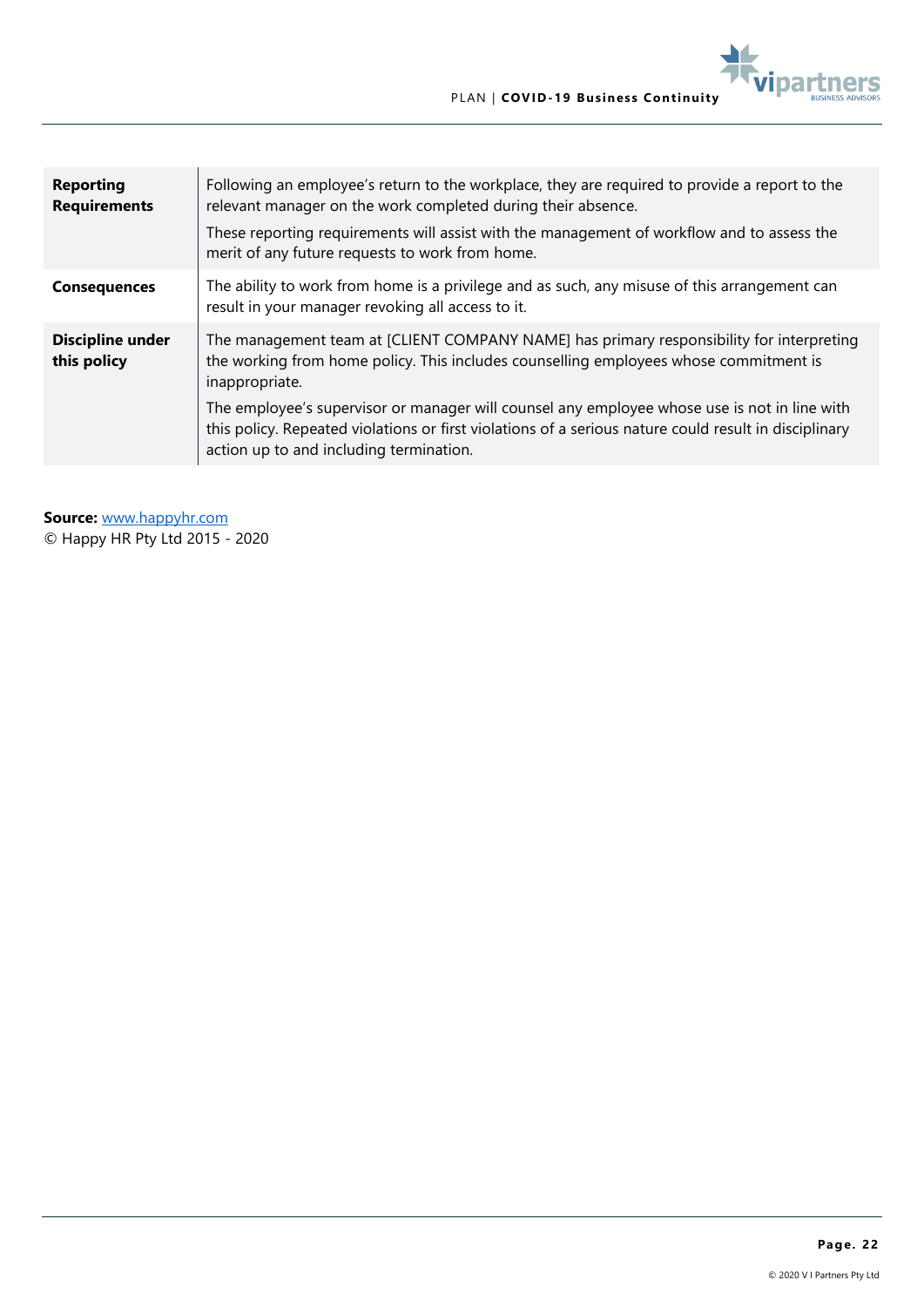| | |
|---|---|
| **Reporting Requirements** | Following an employee's return to the workplace, they are required to provide a report to the relevant manager on the work completed during their absence.<br><br>These reporting requirements will assist with the management of workflow and to assess the merit of any future requests to work from home. |
| **Consequences** | The ability to work from home is a privilege and as such, any misuse of this arrangement can result in your manager revoking all access to it. |
| **Discipline under this policy** | The management team at [CLIENT COMPANY NAME] has primary responsibility for interpreting the working from home policy. This includes counselling employees whose commitment is inappropriate.<br><br>The employee's supervisor or manager will counsel any employee whose use is not in line with this policy. Repeated violations or first violations of a serious nature could result in disciplinary action up to and including termination. |

**Source:** [www.happyhr.com](http://www.happyhr.com)
© Happy HR Pty Ltd 2015 - 2020